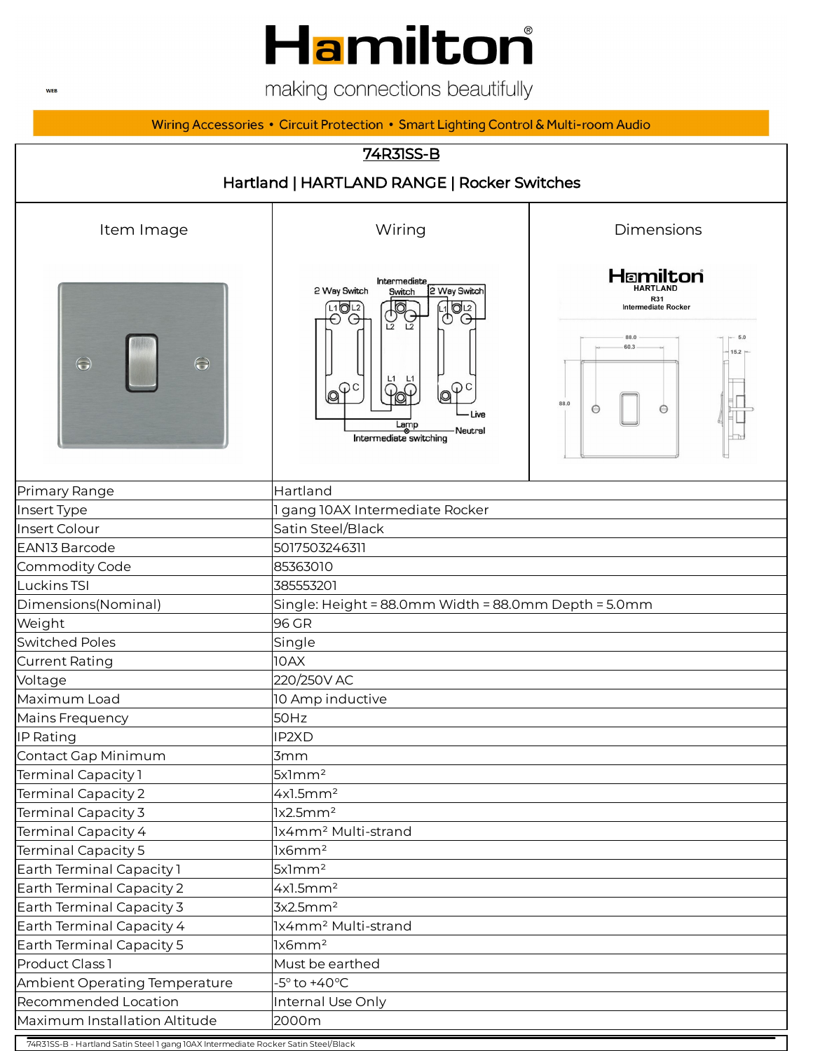# Hamilton

making connections beautifully

Wiring Accessories • Circuit Protection • Smart Lighting Control & Multi-room Audio

## 74R31SS-B

### Hartland | HARTLAND RANGE | Rocker Switches

| Item Image | Wiring | Dimensions |
|---|---|---|

| | |
|---|---|
| Primary Range | Hartland |
| Insert Type | 1 gang 10AX Intermediate Rocker |
| Insert Colour | Satin Steel/Black |
| EAN13 Barcode | 5017503246311 |
| Commodity Code | 85363010 |
| Luckins TSI | 385553201 |
| Dimensions(Nominal) | Single: Height = 88.0mm Width = 88.0mm Depth = 5.0mm |
| Weight | 96 GR |
| Switched Poles | Single |
| Current Rating | 10AX |
| Voltage | 220/250V AC |
| Maximum Load | 10 Amp inductive |
| Mains Frequency | 50Hz |
| IP Rating | IP2XD |
| Contact Gap Minimum | 3mm |
| Terminal Capacity 1 | 5x1mm² |
| Terminal Capacity 2 | 4x1.5mm² |
| Terminal Capacity 3 | 1x2.5mm² |
| Terminal Capacity 4 | 1x4mm² Multi-strand |
| Terminal Capacity 5 | 1x6mm² |
| Earth Terminal Capacity 1 | 5x1mm² |
| Earth Terminal Capacity 2 | 4x1.5mm² |
| Earth Terminal Capacity 3 | 3x2.5mm² |
| Earth Terminal Capacity 4 | 1x4mm² Multi-strand |
| Earth Terminal Capacity 5 | 1x6mm² |
| Product Class 1 | Must be earthed |
| Ambient Operating Temperature | -5° to +40°C |
| Recommended Location | Internal Use Only |
| Maximum Installation Altitude | 2000m |

74R31SS-B - Hartland Satin Steel 1 gang 10AX Intermediate Rocker Satin Steel/Black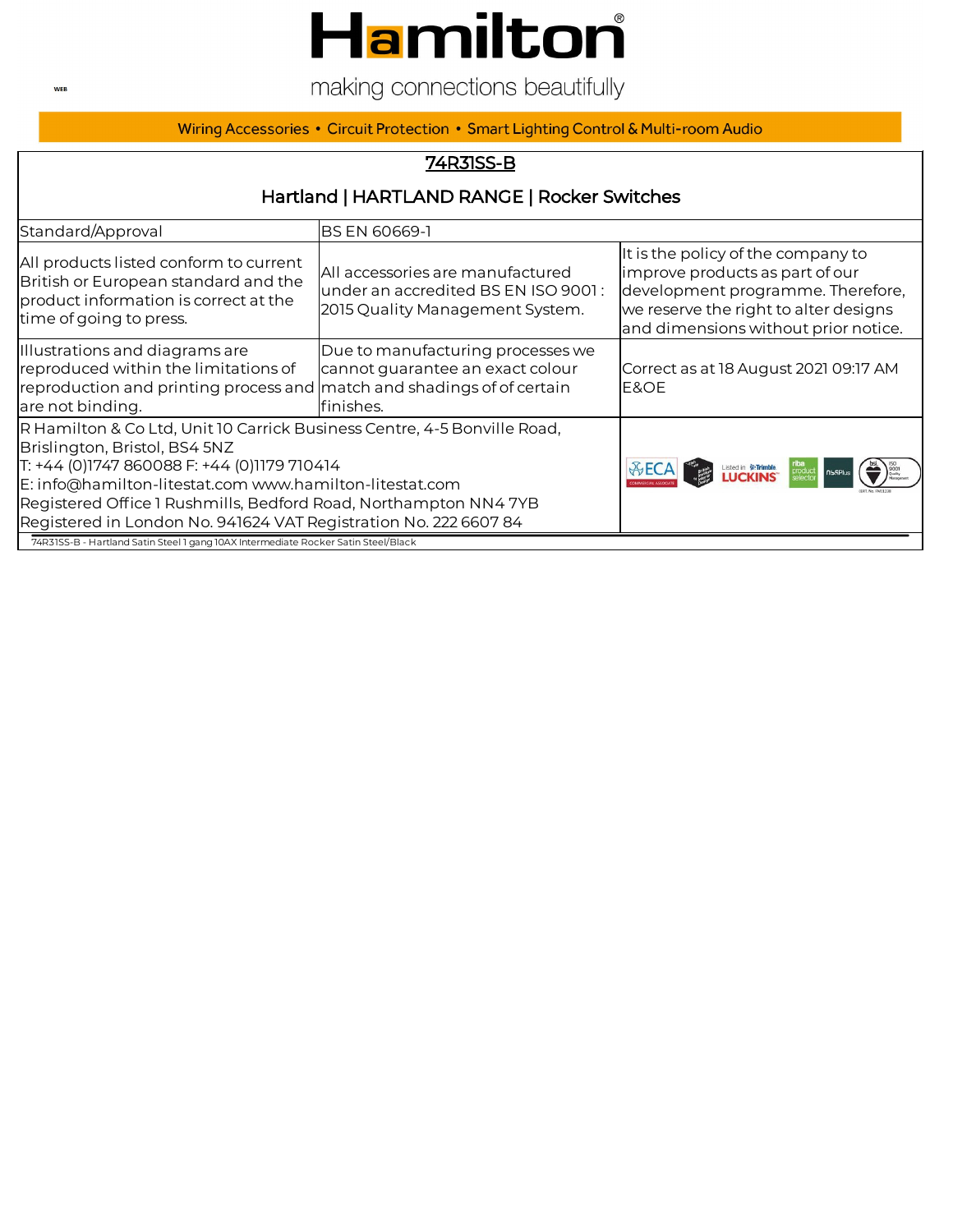# Hamilton

making connections beautifully

Wiring Accessories • Circuit Protection • Smart Lighting Control & Multi-room Audio

## 74R31SS-B

### Hartland | HARTLAND RANGE | Rocker Switches

| | | |
|---|---|---|
| Standard/Approval | BS EN 60669-1 | |
| All products listed conform to current British or European standard and the product information is correct at the time of going to press. | All accessories are manufactured under an accredited BS EN ISO 9001 : 2015 Quality Management System. | It is the policy of the company to improve products as part of our development programme. Therefore, we reserve the right to alter designs and dimensions without prior notice. |
| Illustrations and diagrams are reproduced within the limitations of reproduction and printing process and are not binding. | Due to manufacturing processes we cannot guarantee an exact colour match and shadings of of certain finishes. | Correct as at 18 August 2021 09:17 AM E&OE |

R Hamilton & Co Ltd, Unit 10 Carrick Business Centre, 4-5 Bonville Road, Brislington, Bristol, BS4 5NZ
T: +44 (0)1747 860088 F: +44 (0)1179 710414
E: info@hamilton-litestat.com www.hamilton-litestat.com
Registered Office 1 Rushmills, Bedford Road, Northampton NN4 7YB
Registered in London No. 941624 VAT Registration No. 222 6607 84

74R31SS-B - Hartland Satin Steel 1 gang 10AX Intermediate Rocker Satin Steel/Black